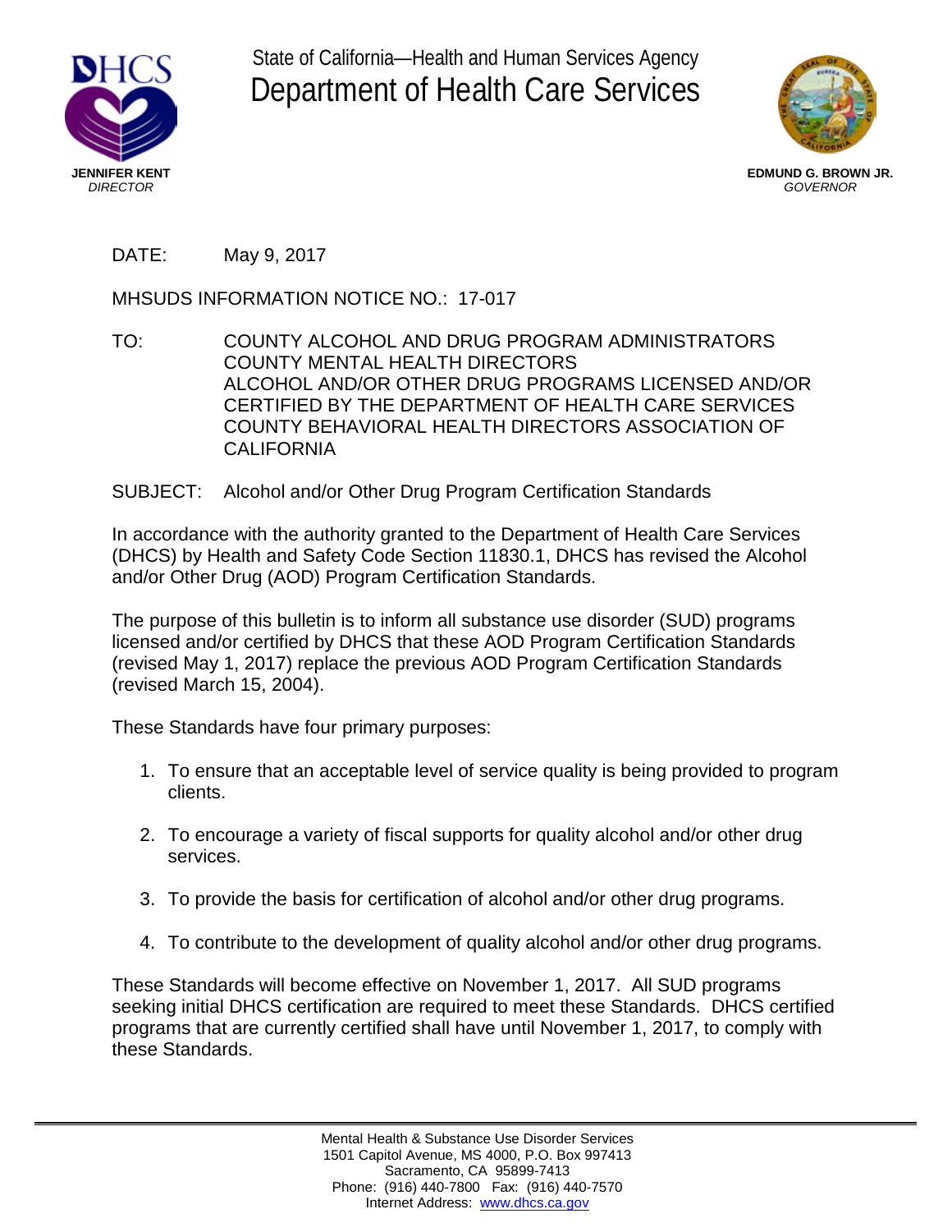State of California—Health and Human Services Agency

# Department of Health Care Services

**JENNIFER KENT**
*DIRECTOR*

**EDMUND G. BROWN JR.**
*GOVERNOR*

DATE: May 9, 2017

MHSUDS INFORMATION NOTICE NO.: 17-017

TO: COUNTY ALCOHOL AND DRUG PROGRAM ADMINISTRATORS
COUNTY MENTAL HEALTH DIRECTORS
ALCOHOL AND/OR OTHER DRUG PROGRAMS LICENSED AND/OR CERTIFIED BY THE DEPARTMENT OF HEALTH CARE SERVICES
COUNTY BEHAVIORAL HEALTH DIRECTORS ASSOCIATION OF CALIFORNIA

SUBJECT: Alcohol and/or Other Drug Program Certification Standards

In accordance with the authority granted to the Department of Health Care Services (DHCS) by Health and Safety Code Section 11830.1, DHCS has revised the Alcohol and/or Other Drug (AOD) Program Certification Standards.

The purpose of this bulletin is to inform all substance use disorder (SUD) programs licensed and/or certified by DHCS that these AOD Program Certification Standards (revised May 1, 2017) replace the previous AOD Program Certification Standards (revised March 15, 2004).

These Standards have four primary purposes:

1. To ensure that an acceptable level of service quality is being provided to program clients.
2. To encourage a variety of fiscal supports for quality alcohol and/or other drug services.
3. To provide the basis for certification of alcohol and/or other drug programs.
4. To contribute to the development of quality alcohol and/or other drug programs.

These Standards will become effective on November 1, 2017. All SUD programs seeking initial DHCS certification are required to meet these Standards. DHCS certified programs that are currently certified shall have until November 1, 2017, to comply with these Standards.

Mental Health & Substance Use Disorder Services
1501 Capitol Avenue, MS 4000, P.O. Box 997413
Sacramento, CA 95899-7413
Phone: (916) 440-7800 Fax: (916) 440-7570
Internet Address: www.dhcs.ca.gov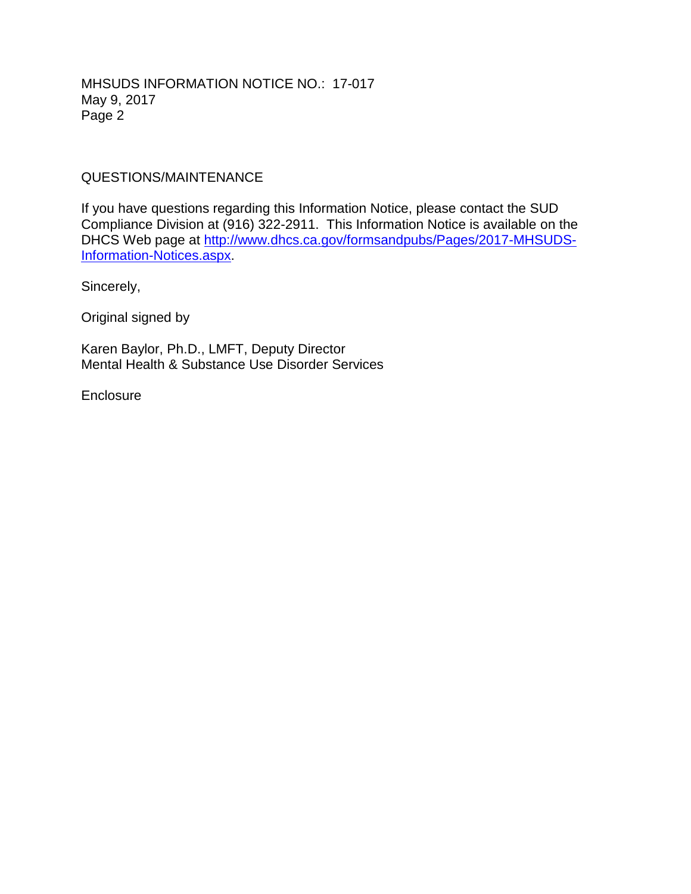QUESTIONS/MAINTENANCE

If you have questions regarding this Information Notice, please contact the SUD Compliance Division at (916) 322-2911. This Information Notice is available on the DHCS Web page at [http://www.dhcs.ca.gov/formsandpubs/Pages/2017-MHSUDS-Information-Notices.aspx](http://www.dhcs.ca.gov/formsandpubs/Pages/2017-MHSUDS-Information-Notices.aspx).

Sincerely,

Original signed by

Karen Baylor, Ph.D., LMFT, Deputy Director
Mental Health & Substance Use Disorder Services

Enclosure